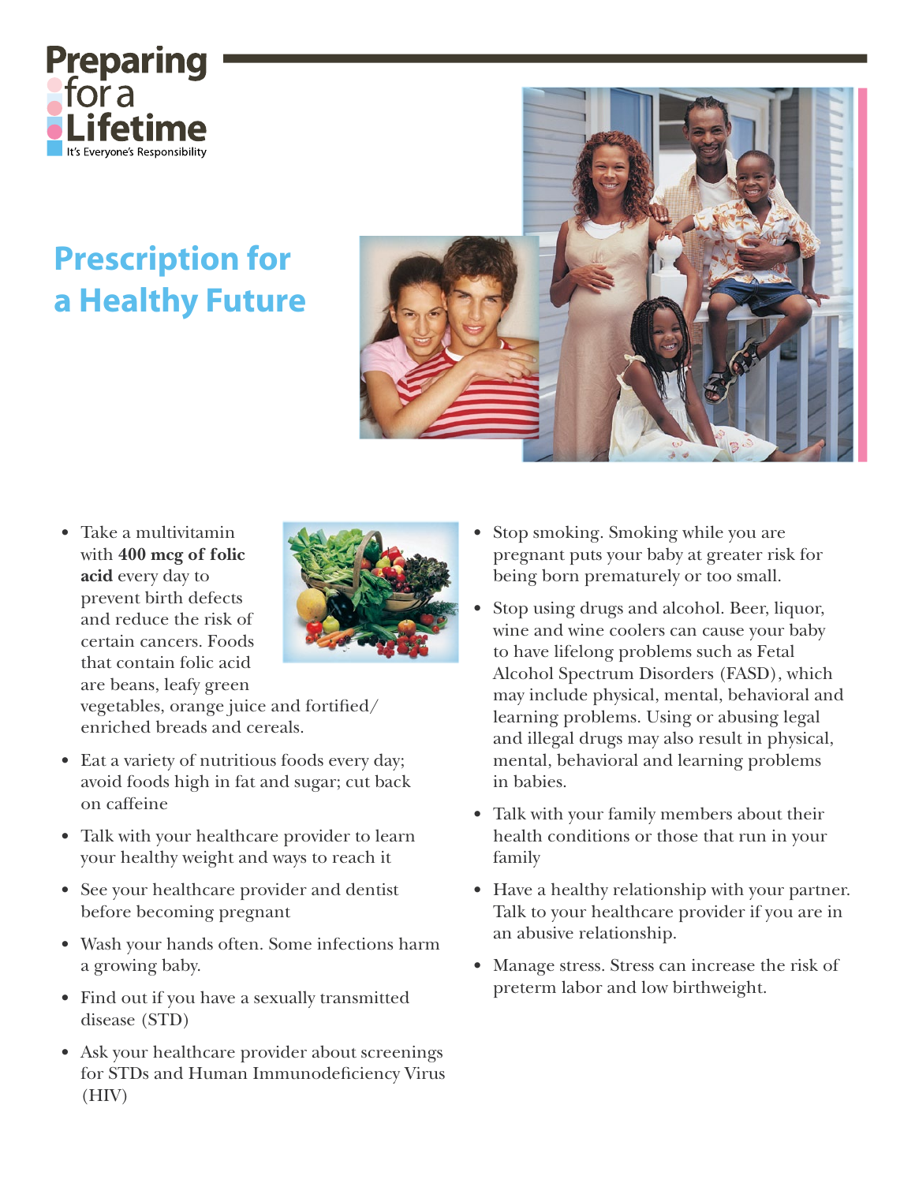Preparing for a Lifetime

It's Everyone's Responsibility

# Prescription for a Healthy Future

- Take a multivitamin with **400 mcg of folic acid** every day to prevent birth defects and reduce the risk of certain cancers. Foods that contain folic acid are beans, leafy green vegetables, orange juice and fortified/enriched breads and cereals.
- Eat a variety of nutritious foods every day; avoid foods high in fat and sugar; cut back on caffeine
- Talk with your healthcare provider to learn your healthy weight and ways to reach it
- See your healthcare provider and dentist before becoming pregnant
- Wash your hands often. Some infections harm a growing baby.
- Find out if you have a sexually transmitted disease (STD)
- Ask your healthcare provider about screenings for STDs and Human Immunodeficiency Virus (HIV)
- Stop smoking. Smoking while you are pregnant puts your baby at greater risk for being born prematurely or too small.
- Stop using drugs and alcohol. Beer, liquor, wine and wine coolers can cause your baby to have lifelong problems such as Fetal Alcohol Spectrum Disorders (FASD), which may include physical, mental, behavioral and learning problems. Using or abusing legal and illegal drugs may also result in physical, mental, behavioral and learning problems in babies.
- Talk with your family members about their health conditions or those that run in your family
- Have a healthy relationship with your partner. Talk to your healthcare provider if you are in an abusive relationship.
- Manage stress. Stress can increase the risk of preterm labor and low birthweight.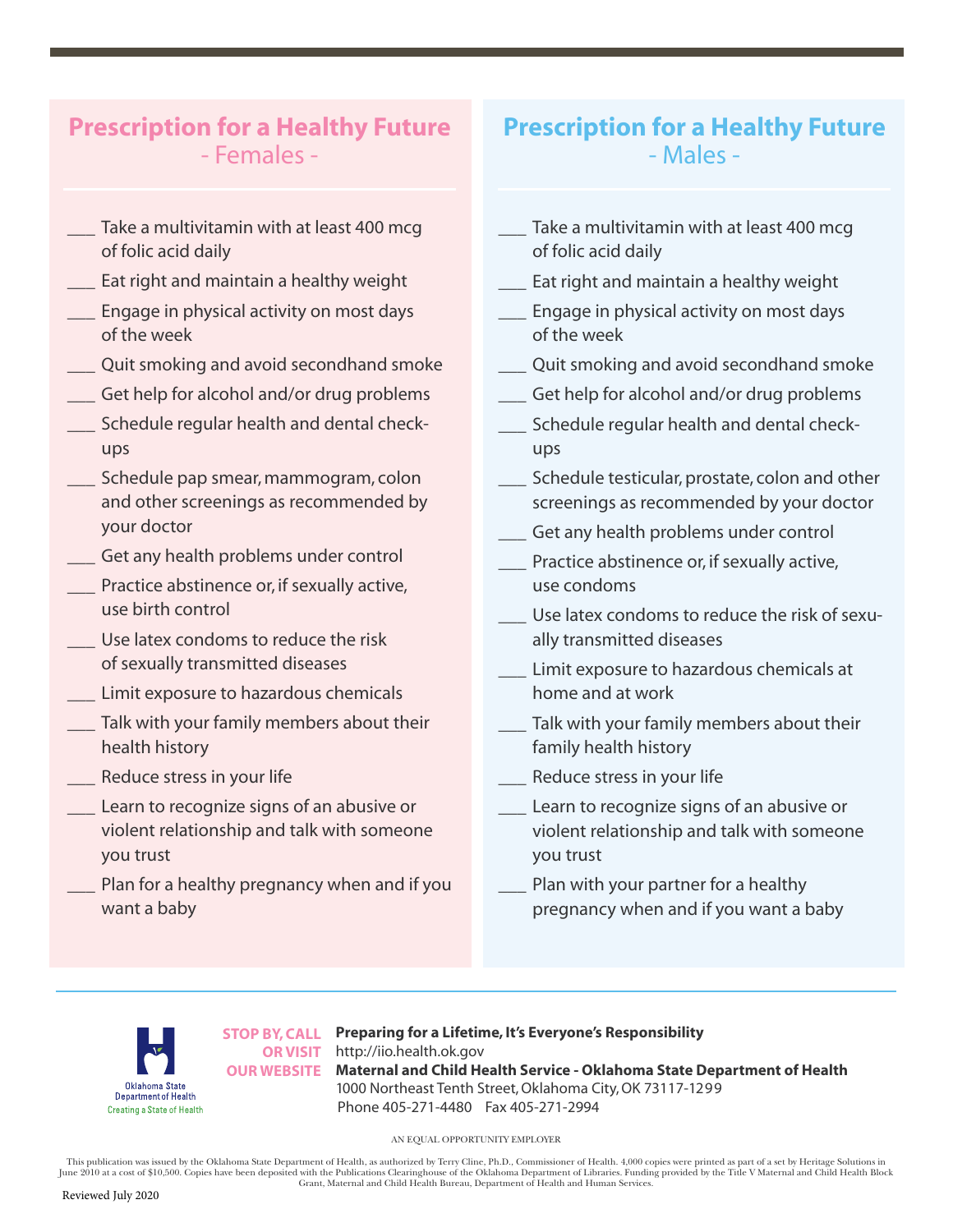## Prescription for a Healthy Future
### - Females -

___ Take a multivitamin with at least 400 mcg of folic acid daily

___ Eat right and maintain a healthy weight

___ Engage in physical activity on most days of the week

___ Quit smoking and avoid secondhand smoke

___ Get help for alcohol and/or drug problems

___ Schedule regular health and dental check-ups

___ Schedule pap smear, mammogram, colon and other screenings as recommended by your doctor

___ Get any health problems under control

___ Practice abstinence or, if sexually active, use birth control

___ Use latex condoms to reduce the risk of sexually transmitted diseases

___ Limit exposure to hazardous chemicals

___ Talk with your family members about their health history

___ Reduce stress in your life

___ Learn to recognize signs of an abusive or violent relationship and talk with someone you trust

___ Plan for a healthy pregnancy when and if you want a baby

## Prescription for a Healthy Future
### - Males -

___ Take a multivitamin with at least 400 mcg of folic acid daily

___ Eat right and maintain a healthy weight

___ Engage in physical activity on most days of the week

___ Quit smoking and avoid secondhand smoke

___ Get help for alcohol and/or drug problems

___ Schedule regular health and dental check-ups

___ Schedule testicular, prostate, colon and other screenings as recommended by your doctor

___ Get any health problems under control

___ Practice abstinence or, if sexually active, use condoms

___ Use latex condoms to reduce the risk of sexually transmitted diseases

___ Limit exposure to hazardous chemicals at home and at work

___ Talk with your family members about their family health history

___ Reduce stress in your life

___ Learn to recognize signs of an abusive or violent relationship and talk with someone you trust

___ Plan with your partner for a healthy pregnancy when and if you want a baby

---

Oklahoma State Department of Health
Creating a State of Health

**STOP BY, CALL OR VISIT OUR WEBSITE**

**Preparing for a Lifetime, It's Everyone's Responsibility**
http://iio.health.ok.gov
**Maternal and Child Health Service - Oklahoma State Department of Health**
1000 Northeast Tenth Street, Oklahoma City, OK 73117-1299
Phone 405-271-4480 Fax 405-271-2994

AN EQUAL OPPORTUNITY EMPLOYER

This publication was issued by the Oklahoma State Department of Health, as authorized by Terry Cline, Ph.D., Commissioner of Health. 4,000 copies were printed as part of a set by Heritage Solutions in June 2010 at a cost of $10,500. Copies have been deposited with the Publications Clearinghouse of the Oklahoma Department of Libraries. Funding provided by the Title V Maternal and Child Health Block Grant, Maternal and Child Health Bureau, Department of Health and Human Services.

Reviewed July 2020